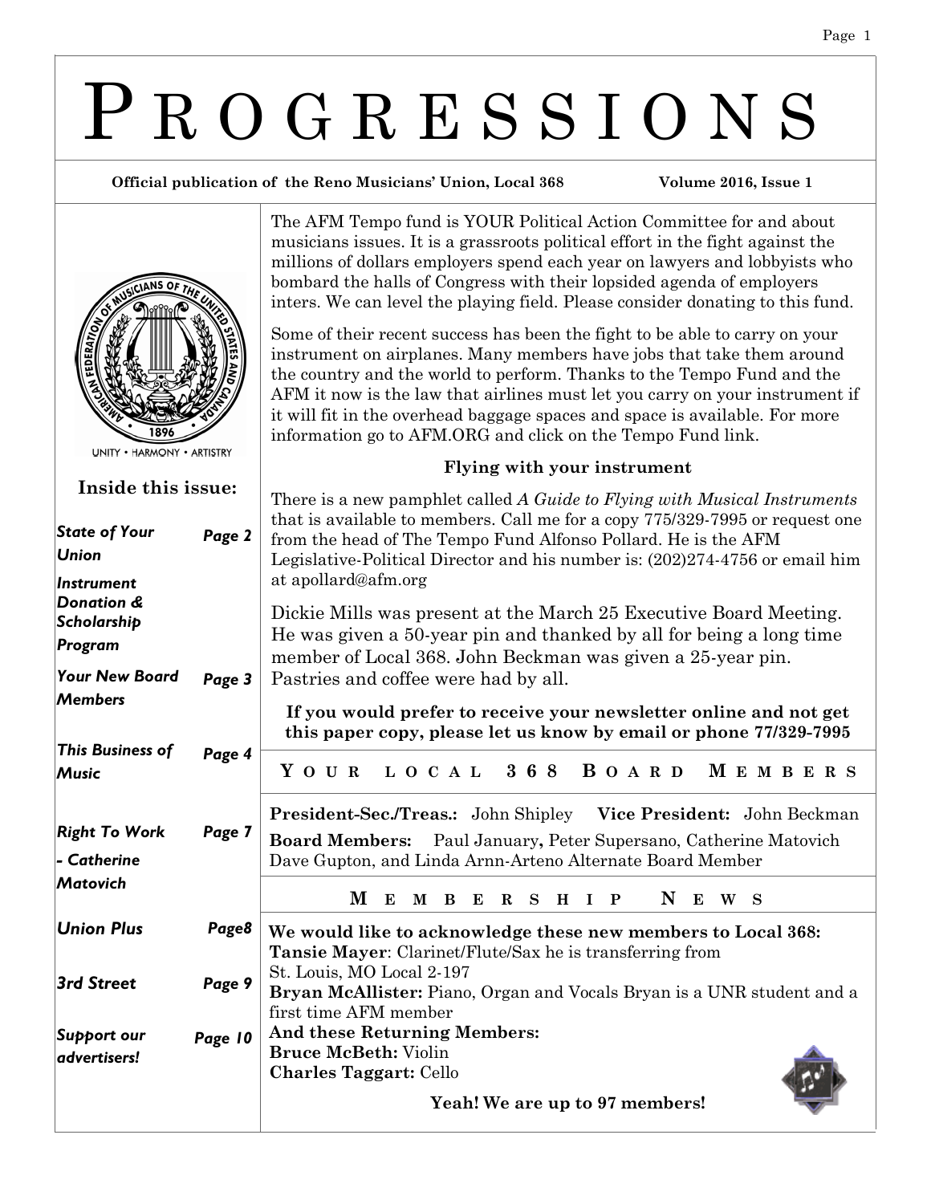# PROGRESSIONS

**Official publication of the Reno Musicians' Union, Local 368** **Volume 2016, Issue 1**

UNITY • HARMONY • ARTISTRY

**Inside this issue:**

| | |
|---|---|
| *State of Your Union* | *Page 2* |
| *Instrument Donation & Scholarship Program* | |
| *Your New Board Members* | *Page 3* |
| *This Business of Music* | *Page 4* |
| *Right To Work - Catherine Matovich* | *Page 7* |
| *Union Plus* | *Page8* |
| *3rd Street* | *Page 9* |
| *Support our advertisers!* | *Page 10* |

The AFM Tempo fund is YOUR Political Action Committee for and about musicians issues. It is a grassroots political effort in the fight against the millions of dollars employers spend each year on lawyers and lobbyists who bombard the halls of Congress with their lopsided agenda of employers inters. We can level the playing field. Please consider donating to this fund.

Some of their recent success has been the fight to be able to carry on your instrument on airplanes. Many members have jobs that take them around the country and the world to perform. Thanks to the Tempo Fund and the AFM it now is the law that airlines must let you carry on your instrument if it will fit in the overhead baggage spaces and space is available. For more information go to AFM.ORG and click on the Tempo Fund link.

**Flying with your instrument**

There is a new pamphlet called *A Guide to Flying with Musical Instruments* that is available to members. Call me for a copy 775/329-7995 or request one from the head of The Tempo Fund Alfonso Pollard. He is the AFM Legislative-Political Director and his number is: (202)274-4756 or email him at apollard@afm.org

Dickie Mills was present at the March 25 Executive Board Meeting. He was given a 50-year pin and thanked by all for being a long time member of Local 368. John Beckman was given a 25-year pin. Pastries and coffee were had by all.

**If you would prefer to receive your newsletter online and not get this paper copy, please let us know by email or phone 77/329-7995**

## YOUR LOCAL 368 BOARD MEMBERS

**President-Sec./Treas.:** John Shipley **Vice President:** John Beckman

**Board Members:** Paul January**,** Peter Supersano, Catherine Matovich Dave Gupton, and Linda Arnn-Arteno Alternate Board Member

## MEMBERSHIP NEWS

**We would like to acknowledge these new members to Local 368:**

**Tansie Mayer**: Clarinet/Flute/Sax he is transferring from St. Louis, MO Local 2-197

**Bryan McAllister:** Piano, Organ and Vocals Bryan is a UNR student and a first time AFM member

**And these Returning Members:**

**Bruce McBeth:** Violin

**Charles Taggart:** Cello

**Yeah! We are up to 97 members!**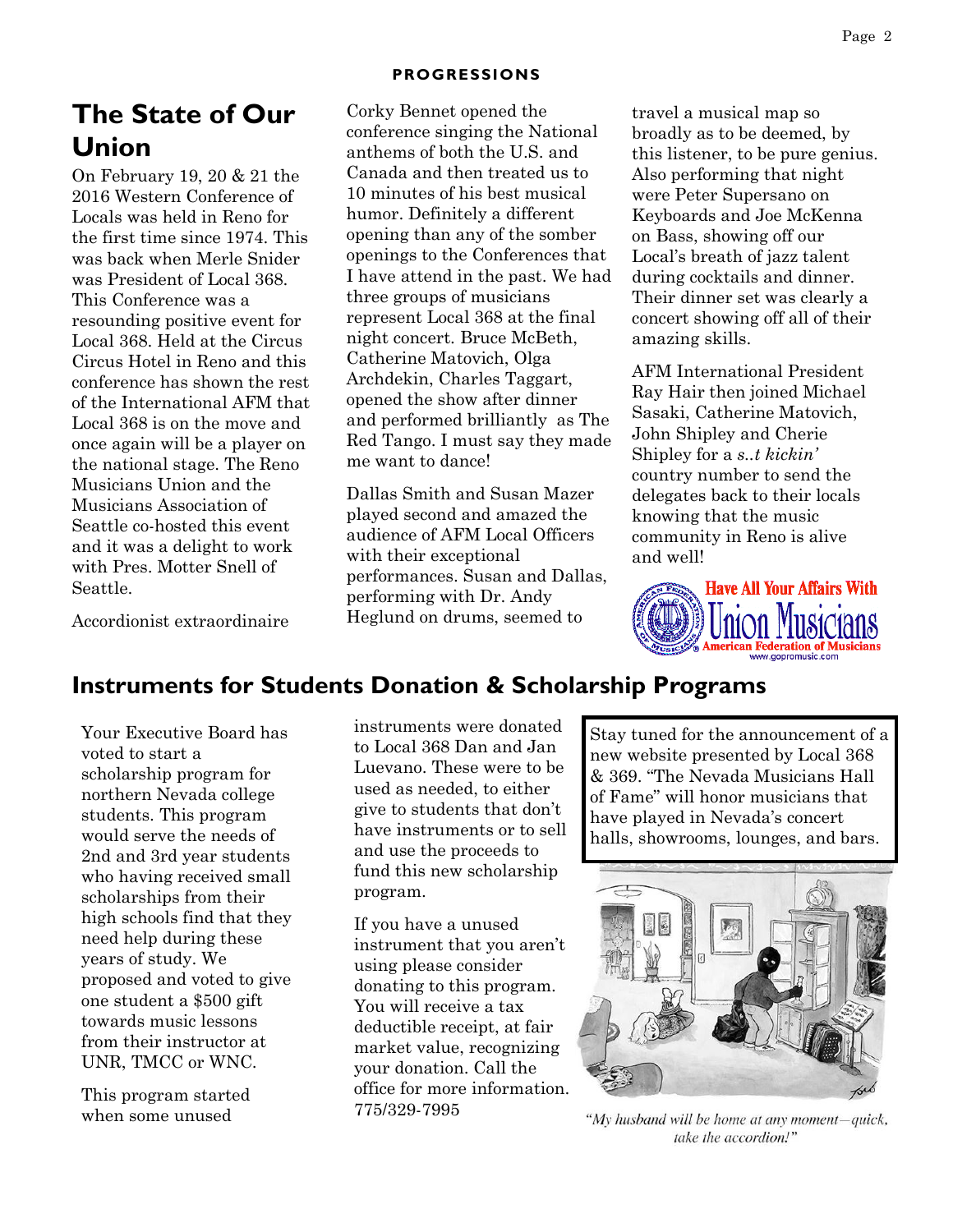## The State of Our Union

On February 19, 20 & 21 the 2016 Western Conference of Locals was held in Reno for the first time since 1974. This was back when Merle Snider was President of Local 368. This Conference was a resounding positive event for Local 368. Held at the Circus Circus Hotel in Reno and this conference has shown the rest of the International AFM that Local 368 is on the move and once again will be a player on the national stage. The Reno Musicians Union and the Musicians Association of Seattle co-hosted this event and it was a delight to work with Pres. Motter Snell of Seattle.

Accordionist extraordinaire Corky Bennet opened the conference singing the National anthems of both the U.S. and Canada and then treated us to 10 minutes of his best musical humor. Definitely a different opening than any of the somber openings to the Conferences that I have attend in the past. We had three groups of musicians represent Local 368 at the final night concert. Bruce McBeth, Catherine Matovich, Olga Archdekin, Charles Taggart, opened the show after dinner and performed brilliantly as The Red Tango. I must say they made me want to dance!

Dallas Smith and Susan Mazer played second and amazed the audience of AFM Local Officers with their exceptional performances. Susan and Dallas, performing with Dr. Andy Heglund on drums, seemed to travel a musical map so broadly as to be deemed, by this listener, to be pure genius. Also performing that night were Peter Supersano on Keyboards and Joe McKenna on Bass, showing off our Local's breath of jazz talent during cocktails and dinner. Their dinner set was clearly a concert showing off all of their amazing skills.

AFM International President Ray Hair then joined Michael Sasaki, Catherine Matovich, John Shipley and Cherie Shipley for a *s..t kickin'* country number to send the delegates back to their locals knowing that the music community in Reno is alive and well!

Have All Your Affairs With Union Musicians
American Federation of Musicians
www.gopromusic.com

## Instruments for Students Donation & Scholarship Programs

Your Executive Board has voted to start a scholarship program for northern Nevada college students. This program would serve the needs of 2nd and 3rd year students who having received small scholarships from their high schools find that they need help during these years of study. We proposed and voted to give one student a $500 gift towards music lessons from their instructor at UNR, TMCC or WNC.

This program started when some unused instruments were donated to Local 368 Dan and Jan Luevano. These were to be used as needed, to either give to students that don't have instruments or to sell and use the proceeds to fund this new scholarship program.

If you have a unused instrument that you aren't using please consider donating to this program. You will receive a tax deductible receipt, at fair market value, recognizing your donation. Call the office for more information. 775/329-7995

Stay tuned for the announcement of a new website presented by Local 368 & 369. "The Nevada Musicians Hall of Fame" will honor musicians that have played in Nevada's concert halls, showrooms, lounges, and bars.

"My husband will be home at any moment—quick, take the accordion!"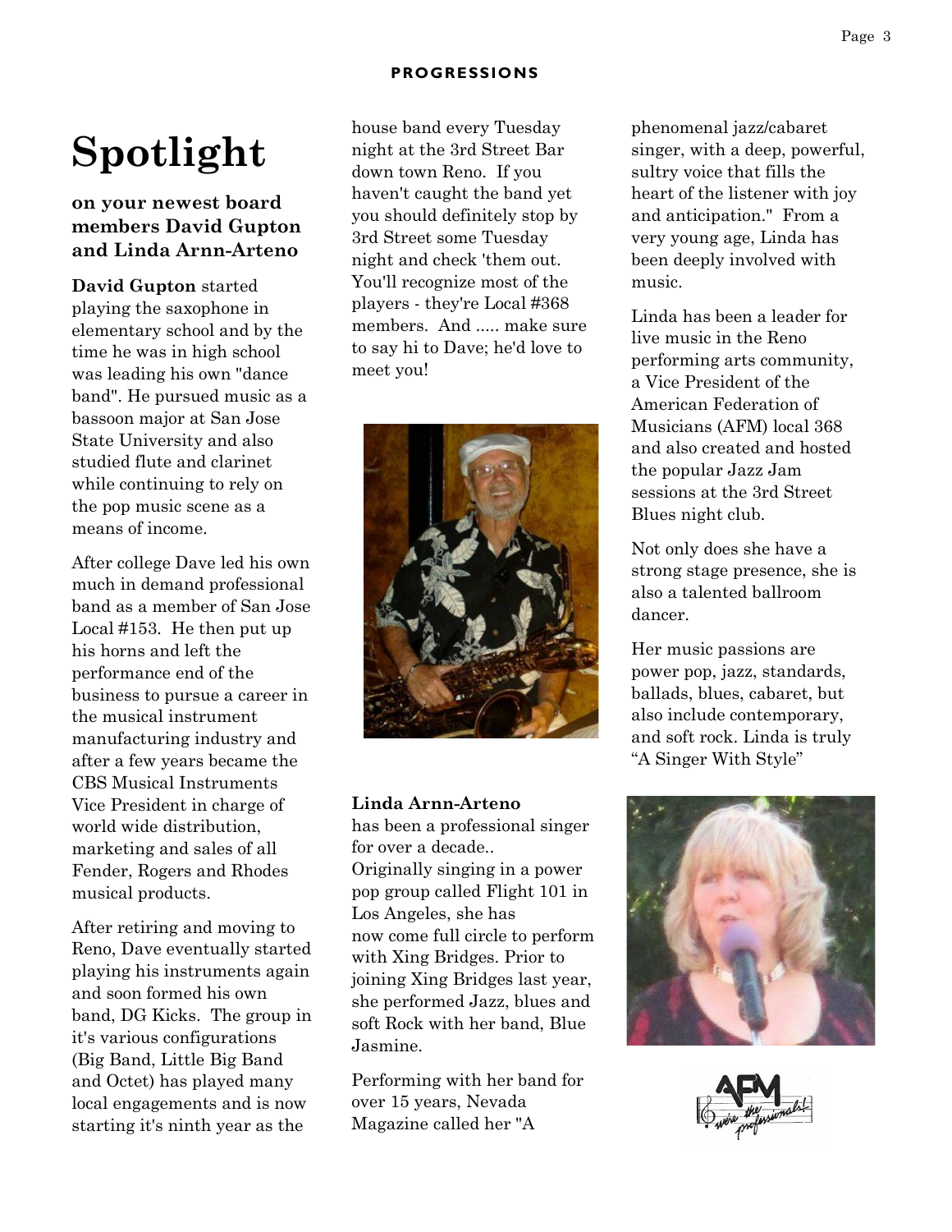# Spotlight

### on your newest board members David Gupton and Linda Arnn-Arteno

**David Gupton** started playing the saxophone in elementary school and by the time he was in high school was leading his own "dance band". He pursued music as a bassoon major at San Jose State University and also studied flute and clarinet while continuing to rely on the pop music scene as a means of income.

After college Dave led his own much in demand professional band as a member of San Jose Local #153. He then put up his horns and left the performance end of the business to pursue a career in the musical instrument manufacturing industry and after a few years became the CBS Musical Instruments Vice President in charge of world wide distribution, marketing and sales of all Fender, Rogers and Rhodes musical products.

After retiring and moving to Reno, Dave eventually started playing his instruments again and soon formed his own band, DG Kicks. The group in it's various configurations (Big Band, Little Big Band and Octet) has played many local engagements and is now starting it's ninth year as the house band every Tuesday night at the 3rd Street Bar down town Reno. If you haven't caught the band yet you should definitely stop by 3rd Street some Tuesday night and check 'them out. You'll recognize most of the players - they're Local #368 members. And ..... make sure to say hi to Dave; he'd love to meet you!

**Linda Arnn-Arteno** has been a professional singer for over a decade.. Originally singing in a power pop group called Flight 101 in Los Angeles, she has now come full circle to perform with Xing Bridges. Prior to joining Xing Bridges last year, she performed Jazz, blues and soft Rock with her band, Blue Jasmine.

Performing with her band for over 15 years, Nevada Magazine called her "A phenomenal jazz/cabaret singer, with a deep, powerful, sultry voice that fills the heart of the listener with joy and anticipation." From a very young age, Linda has been deeply involved with music.

Linda has been a leader for live music in the Reno performing arts community, a Vice President of the American Federation of Musicians (AFM) local 368 and also created and hosted the popular Jazz Jam sessions at the 3rd Street Blues night club.

Not only does she have a strong stage presence, she is also a talented ballroom dancer.

Her music passions are power pop, jazz, standards, ballads, blues, cabaret, but also include contemporary, and soft rock. Linda is truly "A Singer With Style"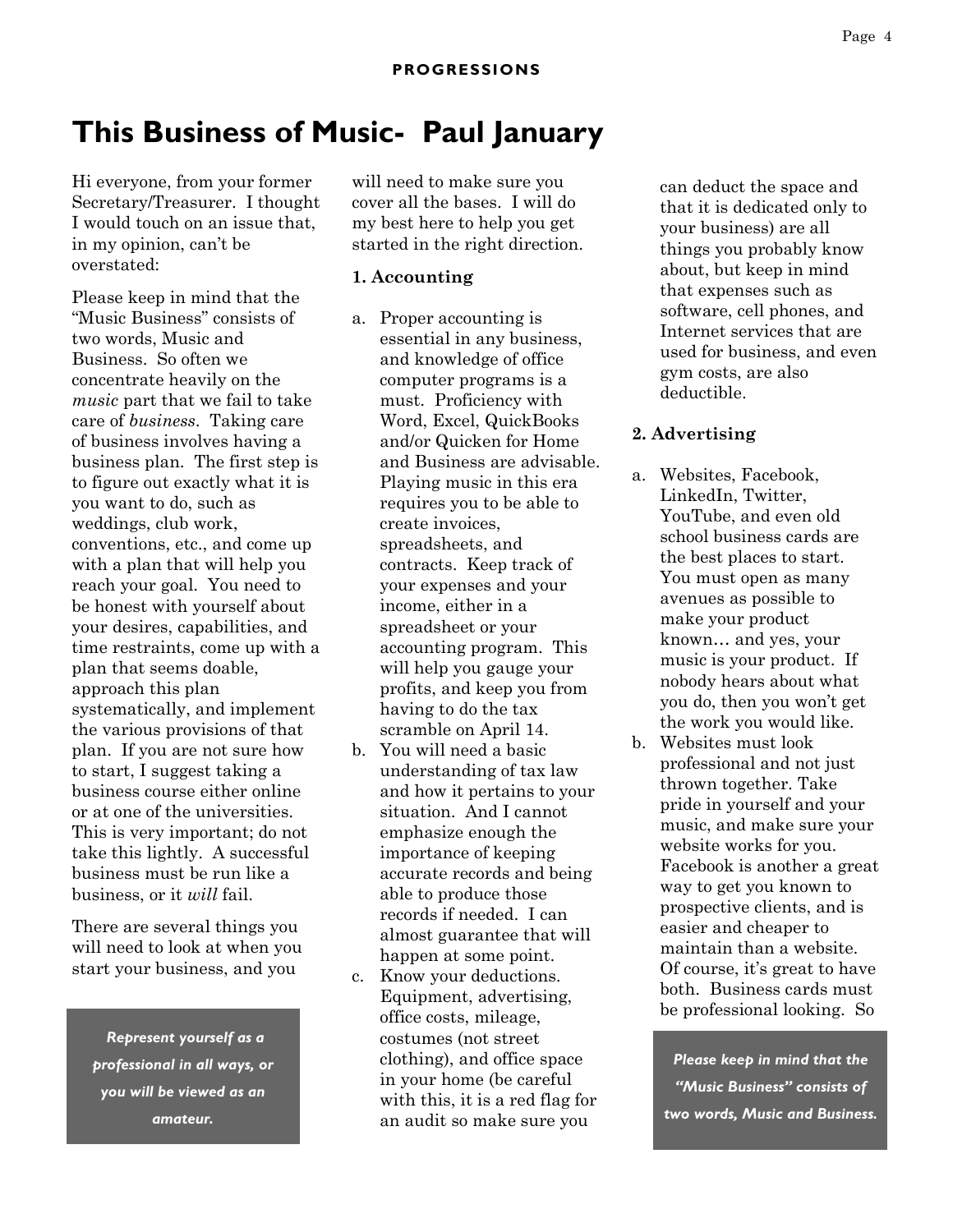# This Business of Music- Paul January

Hi everyone, from your former Secretary/Treasurer. I thought I would touch on an issue that, in my opinion, can't be overstated:

Please keep in mind that the "Music Business" consists of two words, Music and Business. So often we concentrate heavily on the *music* part that we fail to take care of *business*. Taking care of business involves having a business plan. The first step is to figure out exactly what it is you want to do, such as weddings, club work, conventions, etc., and come up with a plan that will help you reach your goal. You need to be honest with yourself about your desires, capabilities, and time restraints, come up with a plan that seems doable, approach this plan systematically, and implement the various provisions of that plan. If you are not sure how to start, I suggest taking a business course either online or at one of the universities. This is very important; do not take this lightly. A successful business must be run like a business, or it *will* fail.

There are several things you will need to look at when you start your business, and you will need to make sure you cover all the bases. I will do my best here to help you get started in the right direction.

> ***Represent yourself as a professional in all ways, or you will be viewed as an amateur.***

**1. Accounting**

a. Proper accounting is essential in any business, and knowledge of office computer programs is a must. Proficiency with Word, Excel, QuickBooks and/or Quicken for Home and Business are advisable. Playing music in this era requires you to be able to create invoices, spreadsheets, and contracts. Keep track of your expenses and your income, either in a spreadsheet or your accounting program. This will help you gauge your profits, and keep you from having to do the tax scramble on April 14.

b. You will need a basic understanding of tax law and how it pertains to your situation. And I cannot emphasize enough the importance of keeping accurate records and being able to produce those records if needed. I can almost guarantee that will happen at some point.

c. Know your deductions. Equipment, advertising, office costs, mileage, costumes (not street clothing), and office space in your home (be careful with this, it is a red flag for an audit so make sure you can deduct the space and that it is dedicated only to your business) are all things you probably know about, but keep in mind that expenses such as software, cell phones, and Internet services that are used for business, and even gym costs, are also deductible.

**2. Advertising**

a. Websites, Facebook, LinkedIn, Twitter, YouTube, and even old school business cards are the best places to start. You must open as many avenues as possible to make your product known… and yes, your music is your product. If nobody hears about what you do, then you won't get the work you would like.

b. Websites must look professional and not just thrown together. Take pride in yourself and your music, and make sure your website works for you. Facebook is another a great way to get you known to prospective clients, and is easier and cheaper to maintain than a website. Of course, it's great to have both. Business cards must be professional looking. So

> ***Please keep in mind that the "Music Business" consists of two words, Music and Business.***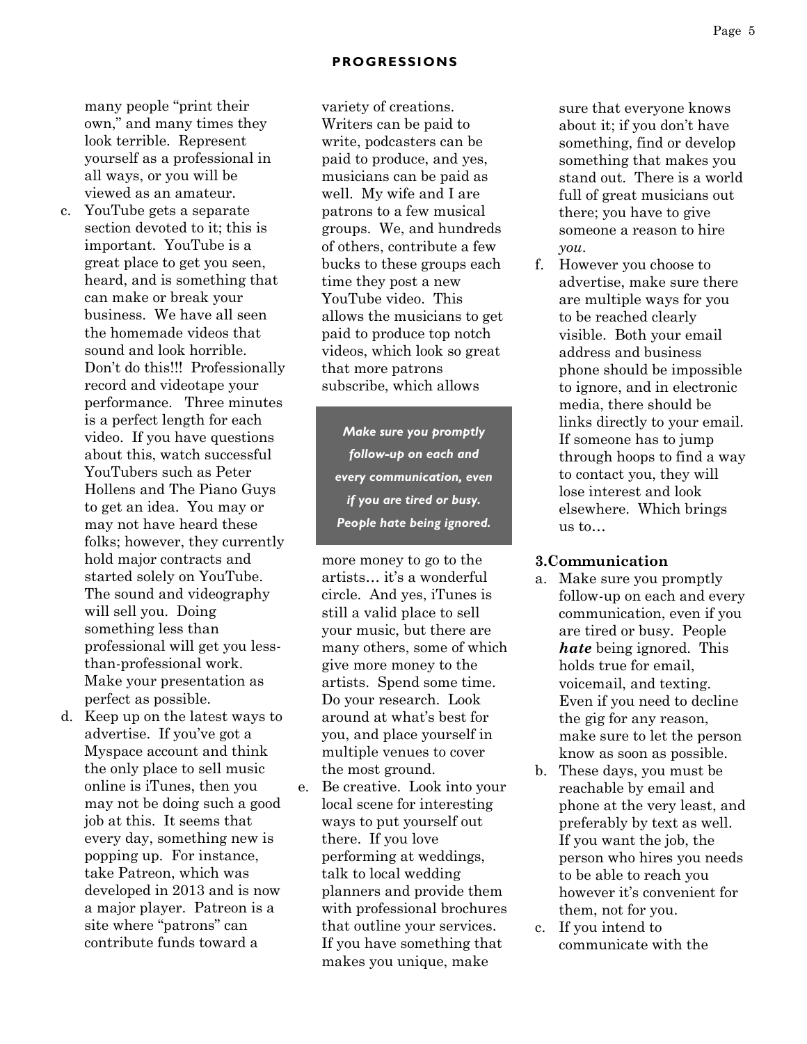many people "print their own," and many times they look terrible. Represent yourself as a professional in all ways, or you will be viewed as an amateur.

c. YouTube gets a separate section devoted to it; this is important. YouTube is a great place to get you seen, heard, and is something that can make or break your business. We have all seen the homemade videos that sound and look horrible. Don't do this!!! Professionally record and videotape your performance. Three minutes is a perfect length for each video. If you have questions about this, watch successful YouTubers such as Peter Hollens and The Piano Guys to get an idea. You may or may not have heard these folks; however, they currently hold major contracts and started solely on YouTube. The sound and videography will sell you. Doing something less than professional will get you less-than-professional work. Make your presentation as perfect as possible.

d. Keep up on the latest ways to advertise. If you've got a Myspace account and think the only place to sell music online is iTunes, then you may not be doing such a good job at this. It seems that every day, something new is popping up. For instance, take Patreon, which was developed in 2013 and is now a major player. Patreon is a site where "patrons" can contribute funds toward a variety of creations. Writers can be paid to write, podcasters can be paid to produce, and yes, musicians can be paid as well. My wife and I are patrons to a few musical groups. We, and hundreds of others, contribute a few bucks to these groups each time they post a new YouTube video. This allows the musicians to get paid to produce top notch videos, which look so great that more patrons subscribe, which allows more money to go to the artists… it's a wonderful circle. And yes, iTunes is still a valid place to sell your music, but there are many others, some of which give more money to the artists. Spend some time. Do your research. Look around at what's best for you, and place yourself in multiple venues to cover the most ground.

> ***Make sure you promptly follow-up on each and every communication, even if you are tired or busy. People hate being ignored.***

e. Be creative. Look into your local scene for interesting ways to put yourself out there. If you love performing at weddings, talk to local wedding planners and provide them with professional brochures that outline your services. If you have something that makes you unique, make sure that everyone knows about it; if you don't have something, find or develop something that makes you stand out. There is a world full of great musicians out there; you have to give someone a reason to hire *you*.

f. However you choose to advertise, make sure there are multiple ways for you to be reached clearly visible. Both your email address and business phone should be impossible to ignore, and in electronic media, there should be links directly to your email. If someone has to jump through hoops to find a way to contact you, they will lose interest and look elsewhere. Which brings us to…

### 3.Communication

a. Make sure you promptly follow-up on each and every communication, even if you are tired or busy. People ***hate*** being ignored. This holds true for email, voicemail, and texting. Even if you need to decline the gig for any reason, make sure to let the person know as soon as possible.

b. These days, you must be reachable by email and phone at the very least, and preferably by text as well. If you want the job, the person who hires you needs to be able to reach you however it's convenient for them, not for you.

c. If you intend to communicate with the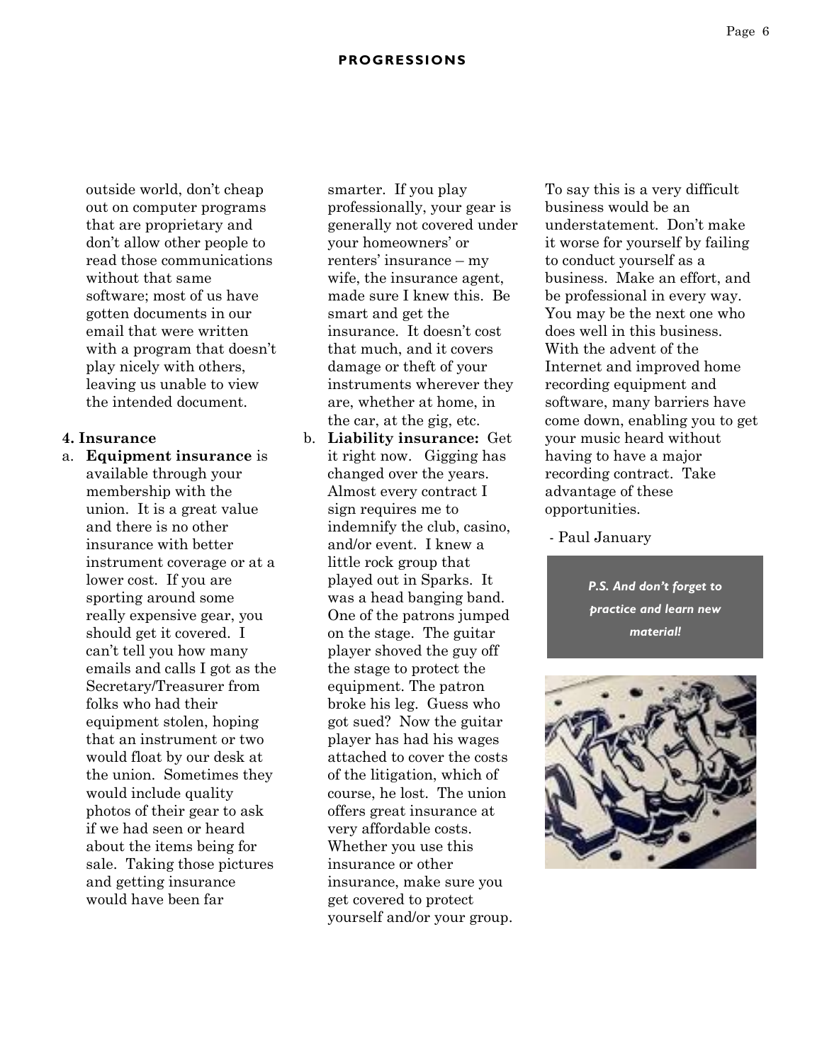outside world, don't cheap out on computer programs that are proprietary and don't allow other people to read those communications without that same software; most of us have gotten documents in our email that were written with a program that doesn't play nicely with others, leaving us unable to view the intended document.

**4. Insurance**

a. **Equipment insurance** is available through your membership with the union. It is a great value and there is no other insurance with better instrument coverage or at a lower cost. If you are sporting around some really expensive gear, you should get it covered. I can't tell you how many emails and calls I got as the Secretary/Treasurer from folks who had their equipment stolen, hoping that an instrument or two would float by our desk at the union. Sometimes they would include quality photos of their gear to ask if we had seen or heard about the items being for sale. Taking those pictures and getting insurance would have been far smarter. If you play professionally, your gear is generally not covered under your homeowners' or renters' insurance – my wife, the insurance agent, made sure I knew this. Be smart and get the insurance. It doesn't cost that much, and it covers damage or theft of your instruments wherever they are, whether at home, in the car, at the gig, etc.

b. **Liability insurance:** Get it right now. Gigging has changed over the years. Almost every contract I sign requires me to indemnify the club, casino, and/or event. I knew a little rock group that played out in Sparks. It was a head banging band. One of the patrons jumped on the stage. The guitar player shoved the guy off the stage to protect the equipment. The patron broke his leg. Guess who got sued? Now the guitar player has had his wages attached to cover the costs of the litigation, which of course, he lost. The union offers great insurance at very affordable costs. Whether you use this insurance or other insurance, make sure you get covered to protect yourself and/or your group.

To say this is a very difficult business would be an understatement. Don't make it worse for yourself by failing to conduct yourself as a business. Make an effort, and be professional in every way. You may be the next one who does well in this business. With the advent of the Internet and improved home recording equipment and software, many barriers have come down, enabling you to get your music heard without having to have a major recording contract. Take advantage of these opportunities.

- Paul January

***P.S. And don't forget to practice and learn new material!***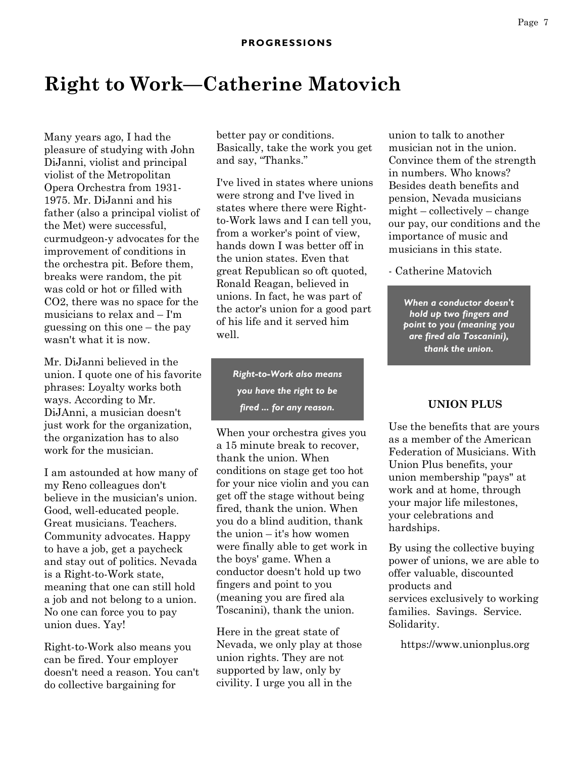# Right to Work—Catherine Matovich

Many years ago, I had the pleasure of studying with John DiJanni, violist and principal violist of the Metropolitan Opera Orchestra from 1931-1975. Mr. DiJanni and his father (also a principal violist of the Met) were successful, curmudgeon-y advocates for the improvement of conditions in the orchestra pit. Before them, breaks were random, the pit was cold or hot or filled with $CO_2$, there was no space for the musicians to relax and – I'm guessing on this one – the pay wasn't what it is now.

Mr. DiJanni believed in the union. I quote one of his favorite phrases: Loyalty works both ways. According to Mr. DiJAnni, a musician doesn't just work for the organization, the organization has to also work for the musician.

I am astounded at how many of my Reno colleagues don't believe in the musician's union. Good, well-educated people. Great musicians. Teachers. Community advocates. Happy to have a job, get a paycheck and stay out of politics. Nevada is a Right-to-Work state, meaning that one can still hold a job and not belong to a union. No one can force you to pay union dues. Yay!

Right-to-Work also means you can be fired. Your employer doesn't need a reason. You can't do collective bargaining for better pay or conditions. Basically, take the work you get and say, "Thanks."

I've lived in states where unions were strong and I've lived in states where there were Right-to-Work laws and I can tell you, from a worker's point of view, hands down I was better off in the union states. Even that great Republican so oft quoted, Ronald Reagan, believed in unions. In fact, he was part of the actor's union for a good part of his life and it served him well.

> ***Right-to-Work also means you have the right to be fired ... for any reason.***

When your orchestra gives you a 15 minute break to recover, thank the union. When conditions on stage get too hot for your nice violin and you can get off the stage without being fired, thank the union. When you do a blind audition, thank the union – it's how women were finally able to get work in the boys' game. When a conductor doesn't hold up two fingers and point to you (meaning you are fired ala Toscanini), thank the union.

Here in the great state of Nevada, we only play at those union rights. They are not supported by law, only by civility. I urge you all in the union to talk to another musician not in the union. Convince them of the strength in numbers. Who knows? Besides death benefits and pension, Nevada musicians might – collectively – change our pay, our conditions and the importance of music and musicians in this state.

\- Catherine Matovich

> ***When a conductor doesn't hold up two fingers and point to you (meaning you are fired ala Toscanini), thank the union.***

## UNION PLUS

Use the benefits that are yours as a member of the American Federation of Musicians. With Union Plus benefits, your union membership "pays" at work and at home, through your major life milestones, your celebrations and hardships.

By using the collective buying power of unions, we are able to offer valuable, discounted products and services exclusively to working families. Savings. Service. Solidarity.

https://www.unionplus.org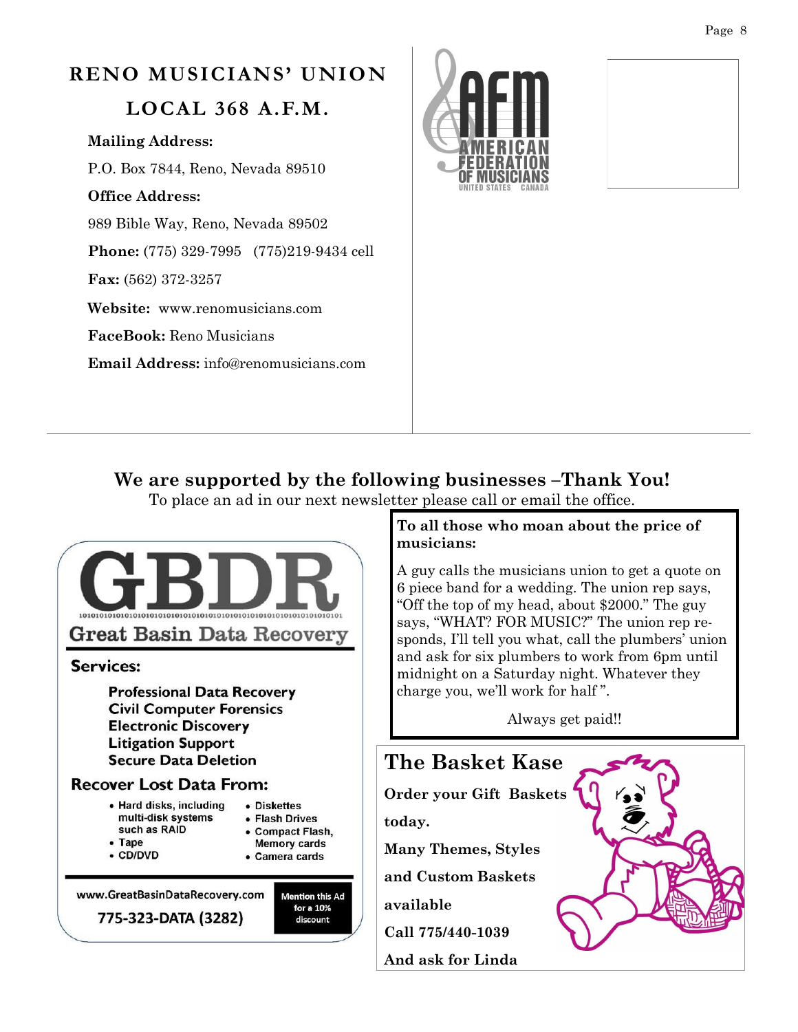# RENO MUSICIANS' UNION

## LOCAL 368 A.F.M.

**Mailing Address:**

P.O. Box 7844, Reno, Nevada 89510

**Office Address:**

989 Bible Way, Reno, Nevada 89502

**Phone:** (775) 329-7995 (775)219-9434 cell

**Fax:** (562) 372-3257

**Website:** www.renomusicians.com

**FaceBook:** Reno Musicians

**Email Address:** info@renomusicians.com

AFM
AMERICAN FEDERATION OF MUSICIANS
UNITED STATES CANADA

## We are supported by the following businesses –Thank You!

To place an ad in our next newsletter please call or email the office.

**GBDR**

**Great Basin Data Recovery**

**Services:**

- Professional Data Recovery
- Civil Computer Forensics
- Electronic Discovery
- Litigation Support
- Secure Data Deletion

**Recover Lost Data From:**

- Hard disks, including multi-disk systems such as RAID
- Tape
- CD/DVD
- Diskettes
- Flash Drives
- Compact Flash, Memory cards
- Camera cards

www.GreatBasinDataRecovery.com

775-323-DATA (3282)

Mention this Ad for a 10% discount

**To all those who moan about the price of musicians:**

A guy calls the musicians union to get a quote on 6 piece band for a wedding. The union rep says, "Off the top of my head, about $2000." The guy says, "WHAT? FOR MUSIC?" The union rep responds, I'll tell you what, call the plumbers' union and ask for six plumbers to work from 6pm until midnight on a Saturday night. Whatever they charge you, we'll work for half ".

Always get paid!!

## The Basket Kase

**Order your Gift Baskets today.**

**Many Themes, Styles and Custom Baskets available**

**Call 775/440-1039**

**And ask for Linda**